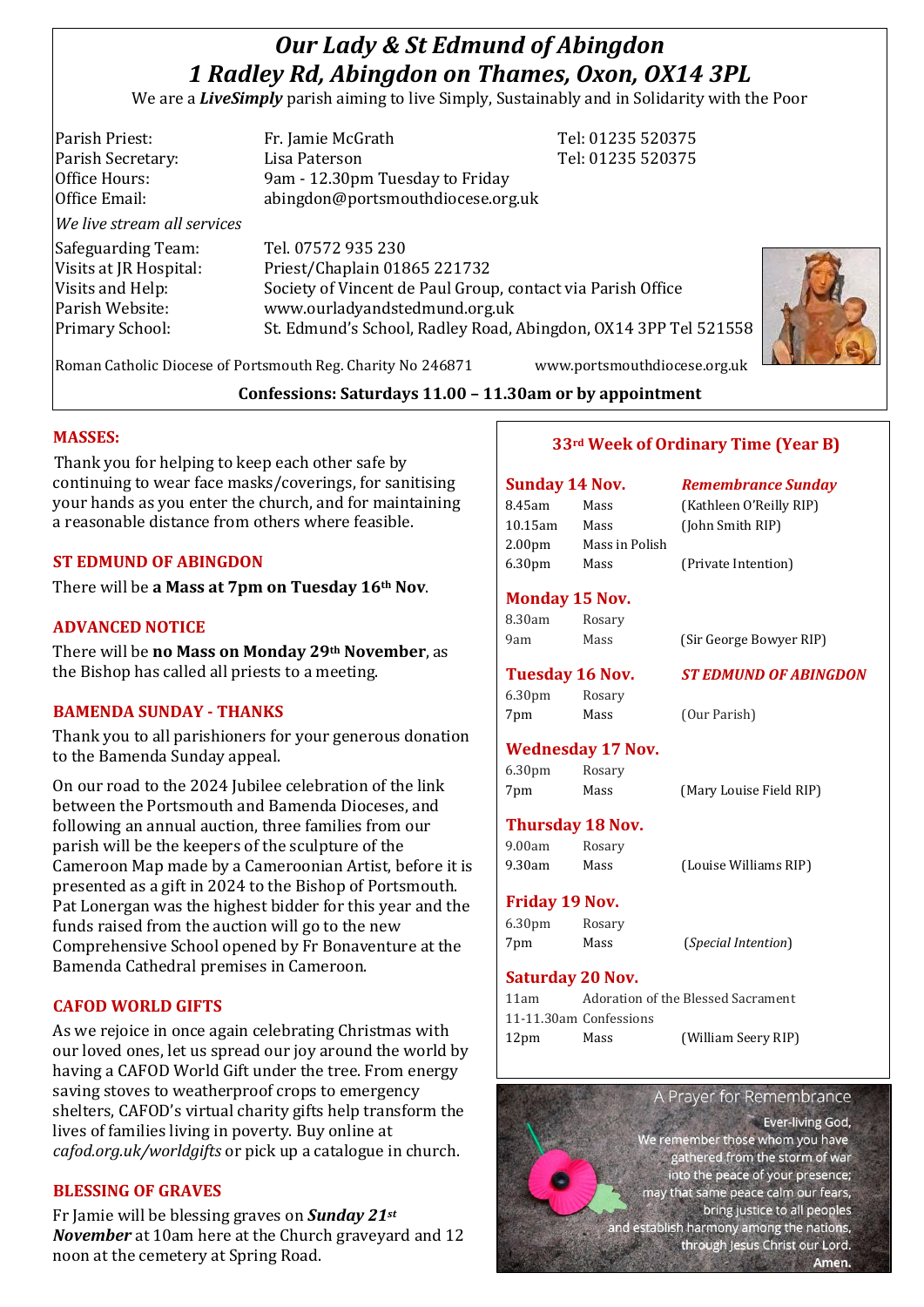# *Our Lady & St Edmund of Abingdon*
# *1 Radley Rd, Abingdon on Thames, Oxon, OX14 3PL*

We are a ***LiveSimply*** parish aiming to live Simply, Sustainably and in Solidarity with the Poor

| | | |
|---|---|---|
| Parish Priest: | Fr. Jamie McGrath | Tel: 01235 520375 |
| Parish Secretary: | Lisa Paterson | Tel: 01235 520375 |
| Office Hours: | 9am - 12.30pm Tuesday to Friday | |
| Office Email: | abingdon@portsmouthdiocese.org.uk | |

*We live stream all services*

| | |
|---|---|
| Safeguarding Team: | Tel. 07572 935 230 |
| Visits at JR Hospital: | Priest/Chaplain 01865 221732 |
| Visits and Help: | Society of Vincent de Paul Group, contact via Parish Office |
| Parish Website: | www.ourladyandstedmund.org.uk |
| Primary School: | St. Edmund's School, Radley Road, Abingdon, OX14 3PP Tel 521558 |

Roman Catholic Diocese of Portsmouth Reg. Charity No 246871 www.portsmouthdiocese.org.uk

**Confessions: Saturdays 11.00 – 11.30am or by appointment**

## MASSES:

Thank you for helping to keep each other safe by continuing to wear face masks/coverings, for sanitising your hands as you enter the church, and for maintaining a reasonable distance from others where feasible.

## ST EDMUND OF ABINGDON

There will be **a Mass at 7pm on Tuesday 16th Nov**.

## ADVANCED NOTICE

There will be **no Mass on Monday 29th November**, as the Bishop has called all priests to a meeting.

## BAMENDA SUNDAY - THANKS

Thank you to all parishioners for your generous donation to the Bamenda Sunday appeal.

On our road to the 2024 Jubilee celebration of the link between the Portsmouth and Bamenda Dioceses, and following an annual auction, three families from our parish will be the keepers of the sculpture of the Cameroon Map made by a Cameroonian Artist, before it is presented as a gift in 2024 to the Bishop of Portsmouth. Pat Lonergan was the highest bidder for this year and the funds raised from the auction will go to the new Comprehensive School opened by Fr Bonaventure at the Bamenda Cathedral premises in Cameroon.

## CAFOD WORLD GIFTS

As we rejoice in once again celebrating Christmas with our loved ones, let us spread our joy around the world by having a CAFOD World Gift under the tree. From energy saving stoves to weatherproof crops to emergency shelters, CAFOD's virtual charity gifts help transform the lives of families living in poverty. Buy online at *cafod.org.uk/worldgifts* or pick up a catalogue in church.

## BLESSING OF GRAVES

Fr Jamie will be blessing graves on ***Sunday 21st November*** at 10am here at the Church graveyard and 12 noon at the cemetery at Spring Road.

## 33rd Week of Ordinary Time (Year B)

**Sunday 14 Nov.** — ***Remembrance Sunday***

| | | |
|---|---|---|
| 8.45am | Mass | (Kathleen O'Reilly RIP) |
| 10.15am | Mass | (John Smith RIP) |
| 2.00pm | Mass in Polish | |
| 6.30pm | Mass | (Private Intention) |

**Monday 15 Nov.**

| | | |
|---|---|---|
| 8.30am | Rosary | |
| 9am | Mass | (Sir George Bowyer RIP) |

**Tuesday 16 Nov.** — ***ST EDMUND OF ABINGDON***

| | | |
|---|---|---|
| 6.30pm | Rosary | |
| 7pm | Mass | (Our Parish) |

**Wednesday 17 Nov.**

| | | |
|---|---|---|
| 6.30pm | Rosary | |
| 7pm | Mass | (Mary Louise Field RIP) |

**Thursday 18 Nov.**

| | | |
|---|---|---|
| 9.00am | Rosary | |
| 9.30am | Mass | (Louise Williams RIP) |

**Friday 19 Nov.**

| | | |
|---|---|---|
| 6.30pm | Rosary | |
| 7pm | Mass | (*Special Intention*) |

**Saturday 20 Nov.**

| | | |
|---|---|---|
| 11am | Adoration of the Blessed Sacrament | |
| 11-11.30am | Confessions | |
| 12pm | Mass | (William Seery RIP) |

### A Prayer for Remembrance

Ever-living God,
We remember those whom you have
gathered from the storm of war
into the peace of your presence;
may that same peace calm our fears,
bring justice to all peoples
and establish harmony among the nations,
through Jesus Christ our Lord.
**Amen.**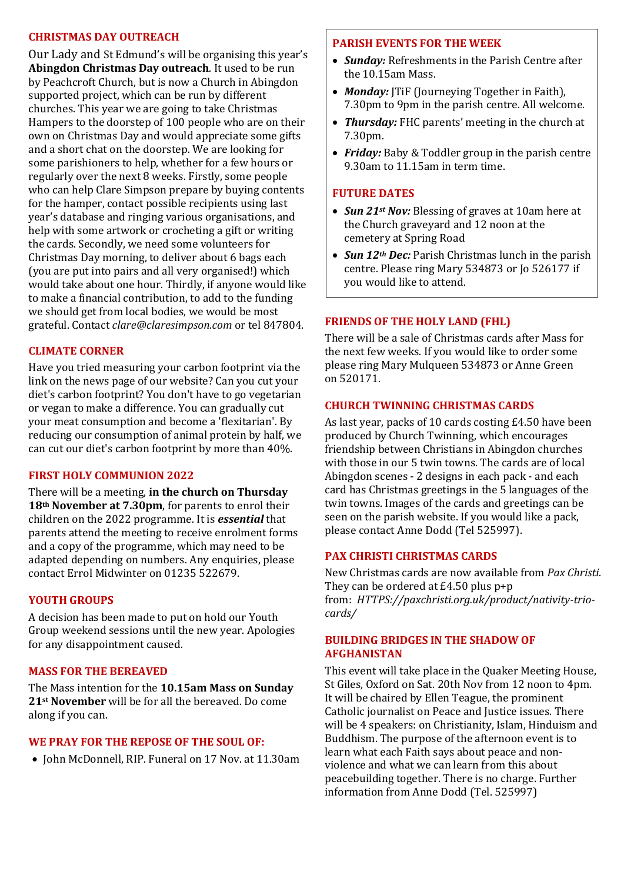## CHRISTMAS DAY OUTREACH

Our Lady and St Edmund's will be organising this year's **Abingdon Christmas Day outreach**. It used to be run by Peachcroft Church, but is now a Church in Abingdon supported project, which can be run by different churches. This year we are going to take Christmas Hampers to the doorstep of 100 people who are on their own on Christmas Day and would appreciate some gifts and a short chat on the doorstep. We are looking for some parishioners to help, whether for a few hours or regularly over the next 8 weeks. Firstly, some people who can help Clare Simpson prepare by buying contents for the hamper, contact possible recipients using last year's database and ringing various organisations, and help with some artwork or crocheting a gift or writing the cards. Secondly, we need some volunteers for Christmas Day morning, to deliver about 6 bags each (you are put into pairs and all very organised!) which would take about one hour. Thirdly, if anyone would like to make a financial contribution, to add to the funding we should get from local bodies, we would be most grateful. Contact *clare@claresimpson.com* or tel 847804.

## CLIMATE CORNER

Have you tried measuring your carbon footprint via the link on the news page of our website? Can you cut your diet's carbon footprint? You don't have to go vegetarian or vegan to make a difference. You can gradually cut your meat consumption and become a 'flexitarian'. By reducing our consumption of animal protein by half, we can cut our diet's carbon footprint by more than 40%.

## FIRST HOLY COMMUNION 2022

There will be a meeting, **in the church on Thursday 18th November at 7.30pm**, for parents to enrol their children on the 2022 programme. It is ***essential*** that parents attend the meeting to receive enrolment forms and a copy of the programme, which may need to be adapted depending on numbers. Any enquiries, please contact Errol Midwinter on 01235 522679.

## YOUTH GROUPS

A decision has been made to put on hold our Youth Group weekend sessions until the new year. Apologies for any disappointment caused.

## MASS FOR THE BEREAVED

The Mass intention for the **10.15am Mass on Sunday 21st November** will be for all the bereaved. Do come along if you can.

## WE PRAY FOR THE REPOSE OF THE SOUL OF:

- John McDonnell, RIP. Funeral on 17 Nov. at 11.30am

## PARISH EVENTS FOR THE WEEK

- ***Sunday:*** Refreshments in the Parish Centre after the 10.15am Mass.
- ***Monday:*** JTiF (Journeying Together in Faith), 7.30pm to 9pm in the parish centre. All welcome.
- ***Thursday:*** FHC parents' meeting in the church at 7.30pm.
- ***Friday:*** Baby & Toddler group in the parish centre 9.30am to 11.15am in term time.

## FUTURE DATES

- ***Sun 21st Nov:*** Blessing of graves at 10am here at the Church graveyard and 12 noon at the cemetery at Spring Road
- ***Sun 12th Dec:*** Parish Christmas lunch in the parish centre. Please ring Mary 534873 or Jo 526177 if you would like to attend.

## FRIENDS OF THE HOLY LAND (FHL)

There will be a sale of Christmas cards after Mass for the next few weeks. If you would like to order some please ring Mary Mulqueen 534873 or Anne Green on 520171.

## CHURCH TWINNING CHRISTMAS CARDS

As last year, packs of 10 cards costing £4.50 have been produced by Church Twinning, which encourages friendship between Christians in Abingdon churches with those in our 5 twin towns. The cards are of local Abingdon scenes - 2 designs in each pack - and each card has Christmas greetings in the 5 languages of the twin towns. Images of the cards and greetings can be seen on the parish website. If you would like a pack, please contact Anne Dodd (Tel 525997).

## PAX CHRISTI CHRISTMAS CARDS

New Christmas cards are now available from *Pax Christi*. They can be ordered at £4.50 plus p+p from: *HTTPS://paxchristi.org.uk/product/nativity-trio-cards/*

## BUILDING BRIDGES IN THE SHADOW OF AFGHANISTAN

This event will take place in the Quaker Meeting House, St Giles, Oxford on Sat. 20th Nov from 12 noon to 4pm. It will be chaired by Ellen Teague, the prominent Catholic journalist on Peace and Justice issues. There will be 4 speakers: on Christianity, Islam, Hinduism and Buddhism. The purpose of the afternoon event is to learn what each Faith says about peace and non-violence and what we can learn from this about peacebuilding together. There is no charge. Further information from Anne Dodd (Tel. 525997)